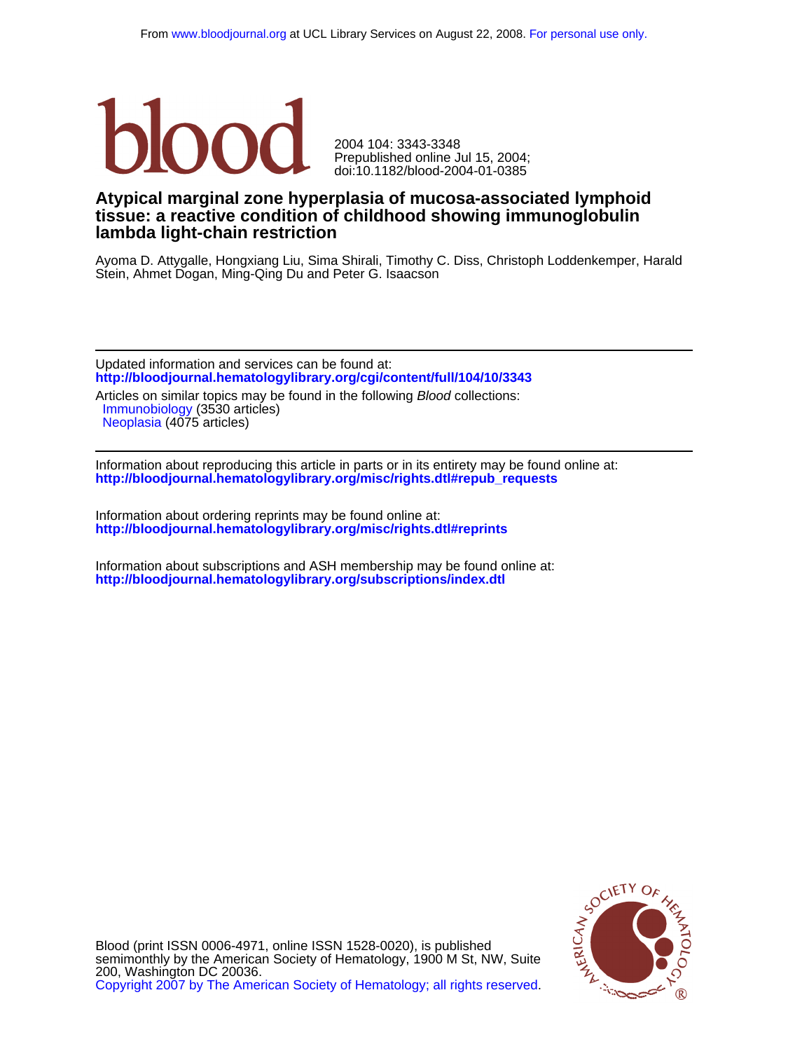From www.bloodjournal.org at UCL Library Services on August 22, 2008. For personal use only.

blood

2004 104: 3343-3348
Prepublished online Jul 15, 2004;
doi:10.1182/blood-2004-01-0385

# Atypical marginal zone hyperplasia of mucosa-associated lymphoid tissue: a reactive condition of childhood showing immunoglobulin lambda light-chain restriction

Ayoma D. Attygalle, Hongxiang Liu, Sima Shirali, Timothy C. Diss, Christoph Loddenkemper, Harald Stein, Ahmet Dogan, Ming-Qing Du and Peter G. Isaacson

---

Updated information and services can be found at:
**http://bloodjournal.hematologylibrary.org/cgi/content/full/104/10/3343**

Articles on similar topics may be found in the following *Blood* collections:
Immunobiology (3530 articles)
Neoplasia (4075 articles)

---

Information about reproducing this article in parts or in its entirety may be found online at:
**http://bloodjournal.hematologylibrary.org/misc/rights.dtl#repub_requests**

Information about ordering reprints may be found online at:
**http://bloodjournal.hematologylibrary.org/misc/rights.dtl#reprints**

Information about subscriptions and ASH membership may be found online at:
**http://bloodjournal.hematologylibrary.org/subscriptions/index.dtl**

Blood (print ISSN 0006-4971, online ISSN 1528-0020), is published semimonthly by the American Society of Hematology, 1900 M St, NW, Suite 200, Washington DC 20036.
Copyright 2007 by The American Society of Hematology; all rights reserved.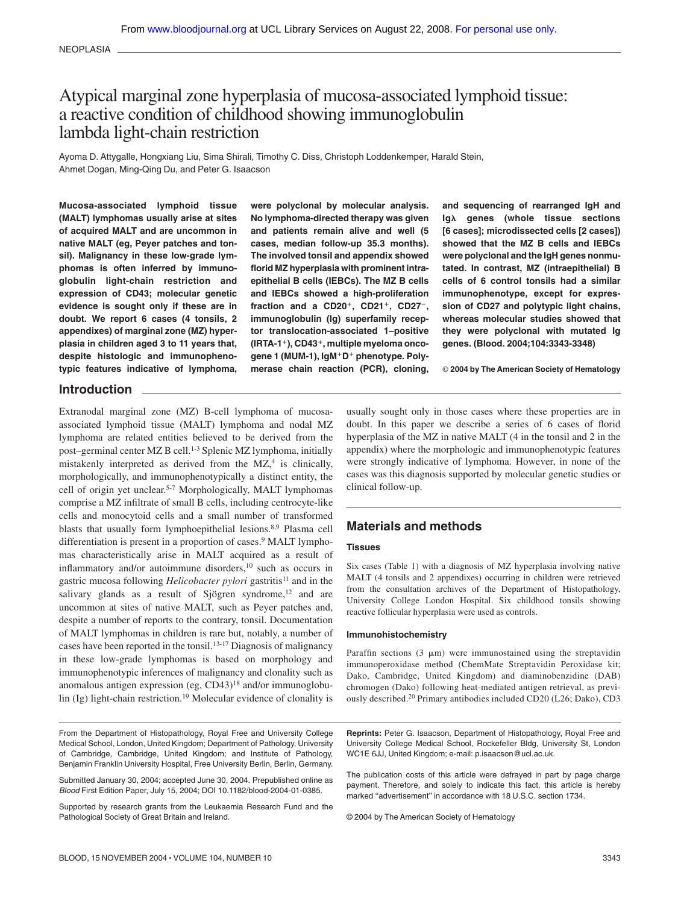NEOPLASIA

# Atypical marginal zone hyperplasia of mucosa-associated lymphoid tissue: a reactive condition of childhood showing immunoglobulin lambda light-chain restriction

Ayoma D. Attygalle, Hongxiang Liu, Sima Shirali, Timothy C. Diss, Christoph Loddenkemper, Harald Stein, Ahmet Dogan, Ming-Qing Du, and Peter G. Isaacson

**Mucosa-associated lymphoid tissue (MALT) lymphomas usually arise at sites of acquired MALT and are uncommon in native MALT (eg, Peyer patches and tonsil). Malignancy in these low-grade lymphomas is often inferred by immunoglobulin light-chain restriction and expression of CD43; molecular genetic evidence is sought only if these are in doubt. We report 6 cases (4 tonsils, 2 appendixes) of marginal zone (MZ) hyperplasia in children aged 3 to 11 years that, despite histologic and immunophenotypic features indicative of lymphoma, were polyclonal by molecular analysis. No lymphoma-directed therapy was given and patients remain alive and well (5 cases, median follow-up 35.3 months). The involved tonsil and appendix showed florid MZ hyperplasia with prominent intraepithelial B cells (IEBCs). The MZ B cells and IEBCs showed a high-proliferation fraction and a CD20⁺, CD21⁺, CD27⁻, immunoglobulin (Ig) superfamily receptor translocation-associated 1–positive (IRTA-1⁺), CD43⁺, multiple myeloma oncogene 1 (MUM-1), IgM⁺D⁺ phenotype. Polymerase chain reaction (PCR), cloning, and sequencing of rearranged IgH and Igλ genes (whole tissue sections [6 cases]; microdissected cells [2 cases]) showed that the MZ B cells and IEBCs were polyclonal and the IgH genes nonmutated. In contrast, MZ (intraepithelial) B cells of 6 control tonsils had a similar immunophenotype, except for expression of CD27 and polytypic light chains, whereas molecular studies showed that they were polyclonal with mutated Ig genes. (Blood. 2004;104:3343-3348)**

© 2004 by The American Society of Hematology

## Introduction

Extranodal marginal zone (MZ) B-cell lymphoma of mucosa-associated lymphoid tissue (MALT) lymphoma and nodal MZ lymphoma are related entities believed to be derived from the post–germinal center MZ B cell.[1-3] Splenic MZ lymphoma, initially mistakenly interpreted as derived from the MZ,[4] is clinically, morphologically, and immunophenotypically a distinct entity, the cell of origin yet unclear.[5-7] Morphologically, MALT lymphomas comprise a MZ infiltrate of small B cells, including centrocyte-like cells and monocytoid cells and a small number of transformed blasts that usually form lymphoepithelial lesions.[8,9] Plasma cell differentiation is present in a proportion of cases.[9] MALT lymphomas characteristically arise in MALT acquired as a result of inflammatory and/or autoimmune disorders,[10] such as occurs in gastric mucosa following *Helicobacter pylori* gastritis[11] and in the salivary glands as a result of Sjögren syndrome,[12] and are uncommon at sites of native MALT, such as Peyer patches and, despite a number of reports to the contrary, tonsil. Documentation of MALT lymphomas in children is rare but, notably, a number of cases have been reported in the tonsil.[13-17] Diagnosis of malignancy in these low-grade lymphomas is based on morphology and immunophenotypic inferences of malignancy and clonality such as anomalous antigen expression (eg, CD43)[18] and/or immunoglobulin (Ig) light-chain restriction.[19] Molecular evidence of clonality is usually sought only in those cases where these properties are in doubt. In this paper we describe a series of 6 cases of florid hyperplasia of the MZ in native MALT (4 in the tonsil and 2 in the appendix) where the morphologic and immunophenotypic features were strongly indicative of lymphoma. However, in none of the cases was this diagnosis supported by molecular genetic studies or clinical follow-up.

## Materials and methods

### Tissues

Six cases (Table 1) with a diagnosis of MZ hyperplasia involving native MALT (4 tonsils and 2 appendixes) occurring in children were retrieved from the consultation archives of the Department of Histopathology, University College London Hospital. Six childhood tonsils showing reactive follicular hyperplasia were used as controls.

### Immunohistochemistry

Paraffin sections (3 μm) were immunostained using the streptavidin immunoperoxidase method (ChemMate Streptavidin Peroxidase kit; Dako, Cambridge, United Kingdom) and diaminobenzidine (DAB) chromogen (Dako) following heat-mediated antigen retrieval, as previously described.[20] Primary antibodies included CD20 (L26; Dako), CD3

From the Department of Histopathology, Royal Free and University College Medical School, London, United Kingdom; Department of Pathology, University of Cambridge, Cambridge, United Kingdom; and Institute of Pathology, Benjamin Franklin University Hospital, Free University Berlin, Berlin, Germany.

Submitted January 30, 2004; accepted June 30, 2004. Prepublished online as *Blood* First Edition Paper, July 15, 2004; DOI 10.1182/blood-2004-01-0385.

Supported by research grants from the Leukaemia Research Fund and the Pathological Society of Great Britain and Ireland.

**Reprints:** Peter G. Isaacson, Department of Histopathology, Royal Free and University College Medical School, Rockefeller Bldg, University St, London WC1E 6JJ, United Kingdom; e-mail: p.isaacson@ucl.ac.uk.

The publication costs of this article were defrayed in part by page charge payment. Therefore, and solely to indicate this fact, this article is hereby marked "advertisement" in accordance with 18 U.S.C. section 1734.

© 2004 by The American Society of Hematology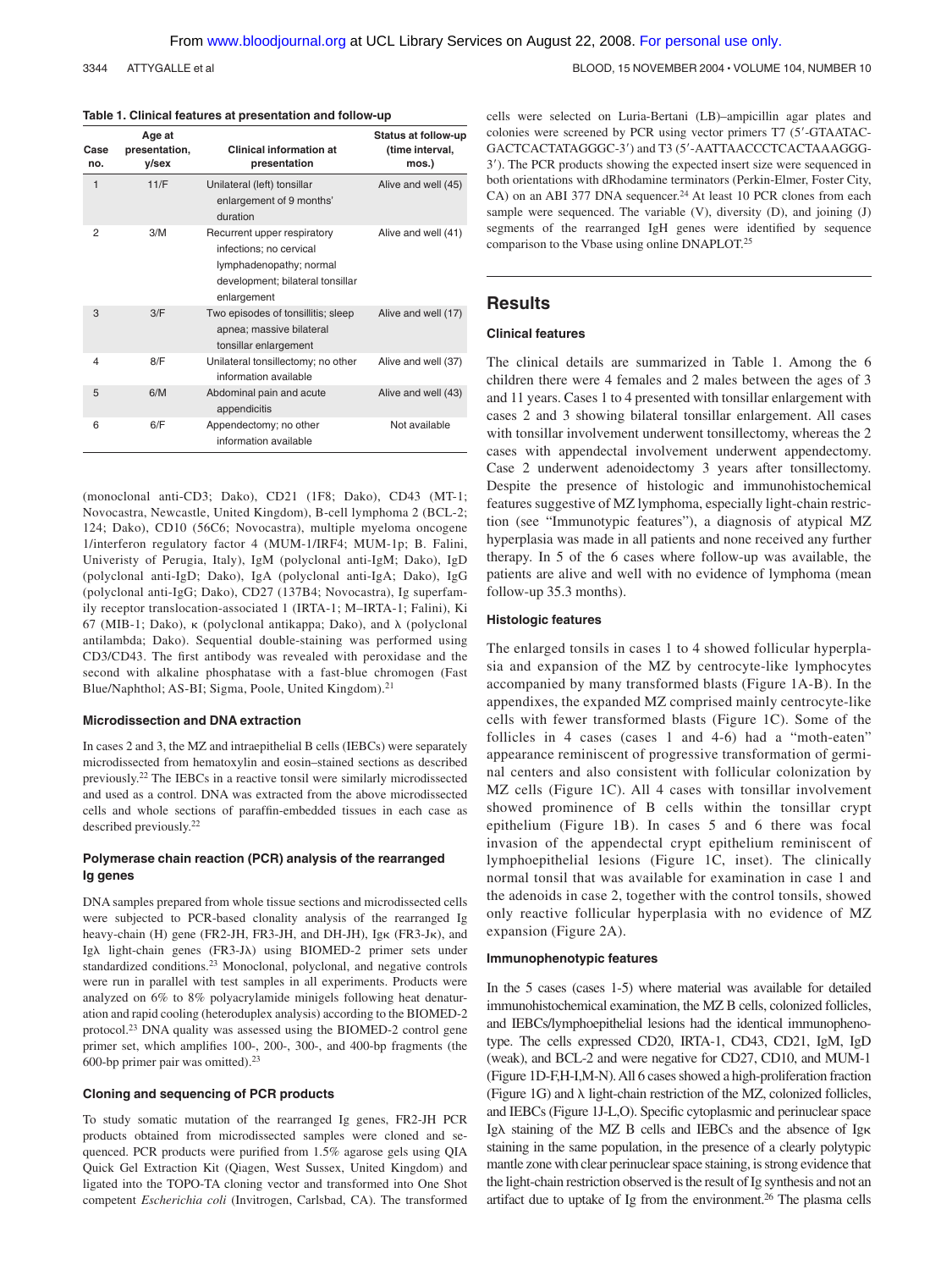**Table 1. Clinical features at presentation and follow-up**

| Case no. | Age at presentation, y/sex | Clinical information at presentation | Status at follow-up (time interval, mos.) |
|---|---|---|---|
| 1 | 11/F | Unilateral (left) tonsillar enlargement of 9 months' duration | Alive and well (45) |
| 2 | 3/M | Recurrent upper respiratory infections; no cervical lymphadenopathy; normal development; bilateral tonsillar enlargement | Alive and well (41) |
| 3 | 3/F | Two episodes of tonsillitis; sleep apnea; massive bilateral tonsillar enlargement | Alive and well (17) |
| 4 | 8/F | Unilateral tonsillectomy; no other information available | Alive and well (37) |
| 5 | 6/M | Abdominal pain and acute appendicitis | Alive and well (43) |
| 6 | 6/F | Appendectomy; no other information available | Not available |

(monoclonal anti-CD3; Dako), CD21 (1F8; Dako), CD43 (MT-1; Novocastra, Newcastle, United Kingdom), B-cell lymphoma 2 (BCL-2; 124; Dako), CD10 (56C6; Novocastra), multiple myeloma oncogene 1/interferon regulatory factor 4 (MUM-1/IRF4; MUM-1p; B. Falini, Univeristy of Perugia, Italy), IgM (polyclonal anti-IgM; Dako), IgD (polyclonal anti-IgD; Dako), IgA (polyclonal anti-IgA; Dako), IgG (polyclonal anti-IgG; Dako), CD27 (137B4; Novocastra), Ig superfamily receptor translocation-associated 1 (IRTA-1; M–IRTA-1; Falini), Ki 67 (MIB-1; Dako), κ (polyclonal antikappa; Dako), and λ (polyclonal antilambda; Dako). Sequential double-staining was performed using CD3/CD43. The first antibody was revealed with peroxidase and the second with alkaline phosphatase with a fast-blue chromogen (Fast Blue/Naphthol; AS-BI; Sigma, Poole, United Kingdom).[21]

### Microdissection and DNA extraction

In cases 2 and 3, the MZ and intraepithelial B cells (IEBCs) were separately microdissected from hematoxylin and eosin–stained sections as described previously.[22] The IEBCs in a reactive tonsil were similarly microdissected and used as a control. DNA was extracted from the above microdissected cells and whole sections of paraffin-embedded tissues in each case as described previously.[22]

### Polymerase chain reaction (PCR) analysis of the rearranged Ig genes

DNA samples prepared from whole tissue sections and microdissected cells were subjected to PCR-based clonality analysis of the rearranged Ig heavy-chain (H) gene (FR2-JH, FR3-JH, and DH-JH), Igκ (FR3-Jκ), and Igλ light-chain genes (FR3-Jλ) using BIOMED-2 primer sets under standardized conditions.[23] Monoclonal, polyclonal, and negative controls were run in parallel with test samples in all experiments. Products were analyzed on 6% to 8% polyacrylamide minigels following heat denaturation and rapid cooling (heteroduplex analysis) according to the BIOMED-2 protocol.[23] DNA quality was assessed using the BIOMED-2 control gene primer set, which amplifies 100-, 200-, 300-, and 400-bp fragments (the 600-bp primer pair was omitted).[23]

### Cloning and sequencing of PCR products

To study somatic mutation of the rearranged Ig genes, FR2-JH PCR products obtained from microdissected samples were cloned and sequenced. PCR products were purified from 1.5% agarose gels using QIA Quick Gel Extraction Kit (Qiagen, West Sussex, United Kingdom) and ligated into the TOPO-TA cloning vector and transformed into One Shot competent *Escherichia coli* (Invitrogen, Carlsbad, CA). The transformed cells were selected on Luria-Bertani (LB)–ampicillin agar plates and colonies were screened by PCR using vector primers T7 (5′-GTAATACGACTCACTATAGGGC-3′) and T3 (5′-AATTAACCCTCACTAAAGGG-3′). The PCR products showing the expected insert size were sequenced in both orientations with dRhodamine terminators (Perkin-Elmer, Foster City, CA) on an ABI 377 DNA sequencer.[24] At least 10 PCR clones from each sample were sequenced. The variable (V), diversity (D), and joining (J) segments of the rearranged IgH genes were identified by sequence comparison to the Vbase using online DNAPLOT.[25]

## Results

### Clinical features

The clinical details are summarized in Table 1. Among the 6 children there were 4 females and 2 males between the ages of 3 and 11 years. Cases 1 to 4 presented with tonsillar enlargement with cases 2 and 3 showing bilateral tonsillar enlargement. All cases with tonsillar involvement underwent tonsillectomy, whereas the 2 cases with appendectal involvement underwent appendectomy. Case 2 underwent adenoidectomy 3 years after tonsillectomy. Despite the presence of histologic and immunohistochemical features suggestive of MZ lymphoma, especially light-chain restriction (see "Immunotypic features"), a diagnosis of atypical MZ hyperplasia was made in all patients and none received any further therapy. In 5 of the 6 cases where follow-up was available, the patients are alive and well with no evidence of lymphoma (mean follow-up 35.3 months).

### Histologic features

The enlarged tonsils in cases 1 to 4 showed follicular hyperplasia and expansion of the MZ by centrocyte-like lymphocytes accompanied by many transformed blasts (Figure 1A-B). In the appendixes, the expanded MZ comprised mainly centrocyte-like cells with fewer transformed blasts (Figure 1C). Some of the follicles in 4 cases (cases 1 and 4-6) had a "moth-eaten" appearance reminiscent of progressive transformation of germinal centers and also consistent with follicular colonization by MZ cells (Figure 1C). All 4 cases with tonsillar involvement showed prominence of B cells within the tonsillar crypt epithelium (Figure 1B). In cases 5 and 6 there was focal invasion of the appendectal crypt epithelium reminiscent of lymphoepithelial lesions (Figure 1C, inset). The clinically normal tonsil that was available for examination in case 1 and the adenoids in case 2, together with the control tonsils, showed only reactive follicular hyperplasia with no evidence of MZ expansion (Figure 2A).

### Immunophenotypic features

In the 5 cases (cases 1-5) where material was available for detailed immunohistochemical examination, the MZ B cells, colonized follicles, and IEBCs/lymphoepithelial lesions had the identical immunophenotype. The cells expressed CD20, IRTA-1, CD43, CD21, IgM, IgD (weak), and BCL-2 and were negative for CD27, CD10, and MUM-1 (Figure 1D-F,H-I,M-N). All 6 cases showed a high-proliferation fraction (Figure 1G) and λ light-chain restriction of the MZ, colonized follicles, and IEBCs (Figure 1J-L,O). Specific cytoplasmic and perinuclear space Igλ staining of the MZ B cells and IEBCs and the absence of Igκ staining in the same population, in the presence of a clearly polytypic mantle zone with clear perinuclear space staining, is strong evidence that the light-chain restriction observed is the result of Ig synthesis and not an artifact due to uptake of Ig from the environment.[26] The plasma cells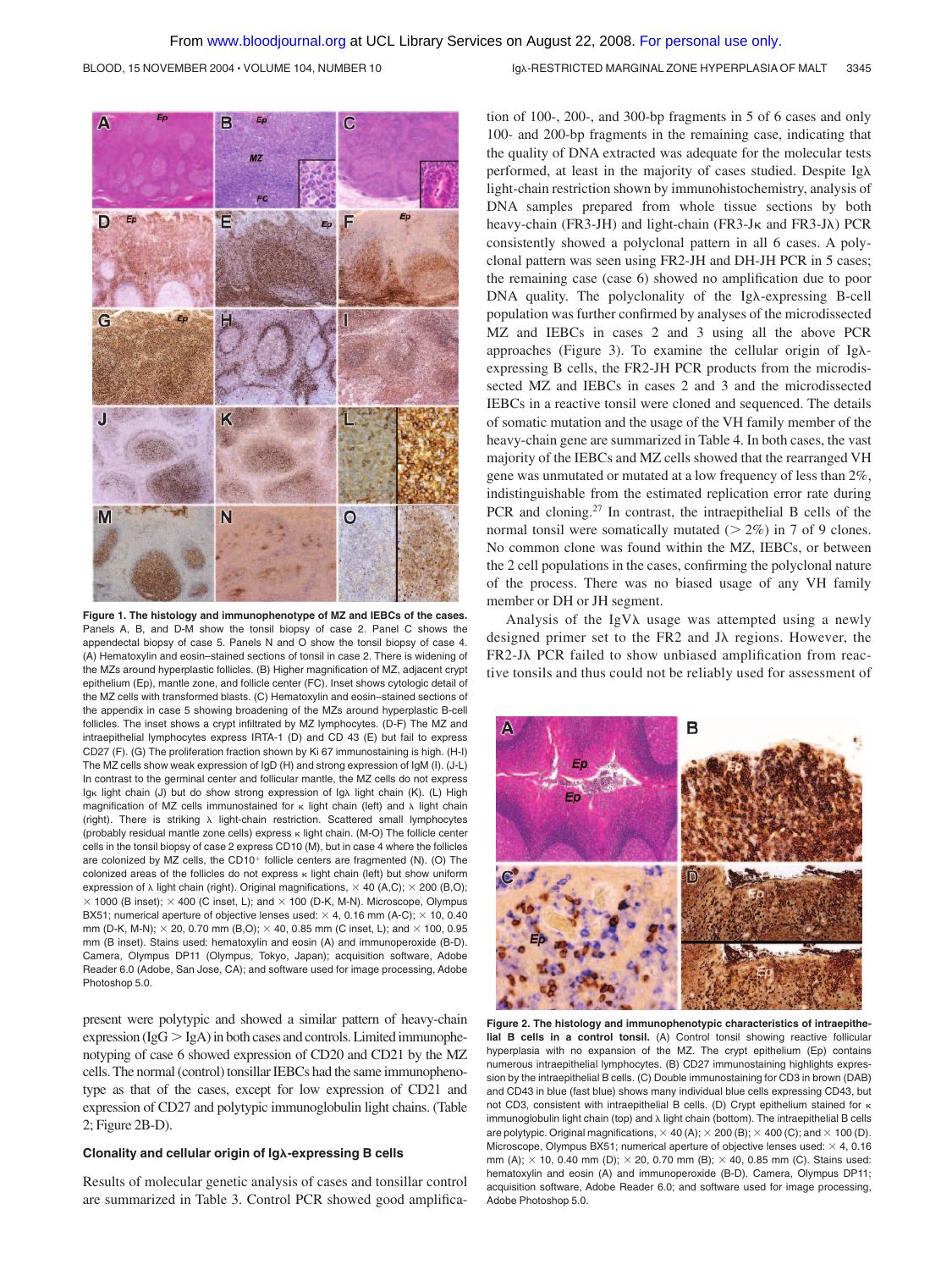**Figure 1. The histology and immunophenotype of MZ and IEBCs of the cases.** Panels A, B, and D-M show the tonsil biopsy of case 2. Panel C shows the appendectal biopsy of case 5. Panels N and O show the tonsil biopsy of case 4. (A) Hematoxylin and eosin–stained sections of tonsil in case 2. There is widening of the MZs around hyperplastic follicles. (B) Higher magnification of MZ, adjacent crypt epithelium (Ep), mantle zone, and follicle center (FC). Inset shows cytologic detail of the MZ cells with transformed blasts. (C) Hematoxylin and eosin–stained sections of the appendix in case 5 showing broadening of the MZs around hyperplastic B-cell follicles. The inset shows a crypt infiltrated by MZ lymphocytes. (D-F) The MZ and intraepithelial lymphocytes express IRTA-1 (D) and CD 43 (E) but fail to express CD27 (F). (G) The proliferation fraction shown by Ki 67 immunostaining is high. (H-I) The MZ cells show weak expression of IgD (H) and strong expression of IgM (I). (J-L) In contrast to the germinal center and follicular mantle, the MZ cells do not express Igκ light chain (J) but do show strong expression of Igλ light chain (K). (L) High magnification of MZ cells immunostained for κ light chain (left) and λ light chain (right). There is striking λ light-chain restriction. Scattered small lymphocytes (probably residual mantle zone cells) express κ light chain. (M-O) The follicle center cells in the tonsil biopsy of case 2 express CD10 (M), but in case 4 where the follicles are colonized by MZ cells, the CD10⁺ follicle centers are fragmented (N). (O) The colonized areas of the follicles do not express κ light chain (left) but show uniform expression of λ light chain (right). Original magnifications, × 40 (A,C); × 200 (B,O); × 1000 (B inset); × 400 (C inset, L); and × 100 (D-K, M-N). Microscope, Olympus BX51; numerical aperture of objective lenses used: × 4, 0.16 mm (A-C); × 10, 0.40 mm (D-K, M-N); × 20, 0.70 mm (B,O); × 40, 0.85 mm (C inset, L); and × 100, 0.95 mm (B inset). Stains used: hematoxylin and eosin (A) and immunoperoxide (B-D). Camera, Olympus DP11 (Olympus, Tokyo, Japan); acquisition software, Adobe Reader 6.0 (Adobe, San Jose, CA); and software used for image processing, Adobe Photoshop 5.0.

present were polytypic and showed a similar pattern of heavy-chain expression (IgG > IgA) in both cases and controls. Limited immunophenotyping of case 6 showed expression of CD20 and CD21 by the MZ cells. The normal (control) tonsillar IEBCs had the same immunophenotype as that of the cases, except for low expression of CD21 and expression of CD27 and polytypic immunoglobulin light chains. (Table 2; Figure 2B-D).

### Clonality and cellular origin of Igλ-expressing B cells

Results of molecular genetic analysis of cases and tonsillar control are summarized in Table 3. Control PCR showed good amplification of 100-, 200-, and 300-bp fragments in 5 of 6 cases and only 100- and 200-bp fragments in the remaining case, indicating that the quality of DNA extracted was adequate for the molecular tests performed, at least in the majority of cases studied. Despite Igλ light-chain restriction shown by immunohistochemistry, analysis of DNA samples prepared from whole tissue sections by both heavy-chain (FR3-JH) and light-chain (FR3-Jκ and FR3-Jλ) PCR consistently showed a polyclonal pattern in all 6 cases. A polyclonal pattern was seen using FR2-JH and DH-JH PCR in 5 cases; the remaining case (case 6) showed no amplification due to poor DNA quality. The polyclonality of the Igλ-expressing B-cell population was further confirmed by analyses of the microdissected MZ and IEBCs in cases 2 and 3 using all the above PCR approaches (Figure 3). To examine the cellular origin of Igλ-expressing B cells, the FR2-JH PCR products from the microdissected MZ and IEBCs in cases 2 and 3 and the microdissected IEBCs in a reactive tonsil were cloned and sequenced. The details of somatic mutation and the usage of the VH family member of the heavy-chain gene are summarized in Table 4. In both cases, the vast majority of the IEBCs and MZ cells showed that the rearranged VH gene was unmutated or mutated at a low frequency of less than 2%, indistinguishable from the estimated replication error rate during PCR and cloning.[27] In contrast, the intraepithelial B cells of the normal tonsil were somatically mutated (> 2%) in 7 of 9 clones. No common clone was found within the MZ, IEBCs, or between the 2 cell populations in the cases, confirming the polyclonal nature of the process. There was no biased usage of any VH family member or DH or JH segment.

Analysis of the IgVλ usage was attempted using a newly designed primer set to the FR2 and Jλ regions. However, the FR2-Jλ PCR failed to show unbiased amplification from reactive tonsils and thus could not be reliably used for assessment of

**Figure 2. The histology and immunophenotypic characteristics of intraepithelial B cells in a control tonsil.** (A) Control tonsil showing reactive follicular hyperplasia with no expansion of the MZ. The crypt epithelium (Ep) contains numerous intraepithelial lymphocytes. (B) CD27 immunostaining highlights expression by the intraepithelial B cells. (C) Double immunostaining for CD3 in brown (DAB) and CD43 in blue (fast blue) shows many individual blue cells expressing CD43, but not CD3, consistent with intraepithelial B cells. (D) Crypt epithelium stained for κ immunoglobulin light chain (top) and λ light chain (bottom). The intraepithelial B cells are polytypic. Original magnifications, × 40 (A); × 200 (B); × 400 (C); and × 100 (D). Microscope, Olympus BX51; numerical aperture of objective lenses used: × 4, 0.16 mm (A); × 10, 0.40 mm (D); × 20, 0.70 mm (B); × 40, 0.85 mm (C). Stains used: hematoxylin and eosin (A) and immunoperoxide (B-D). Camera, Olympus DP11; acquisition software, Adobe Reader 6.0; and software used for image processing, Adobe Photoshop 5.0.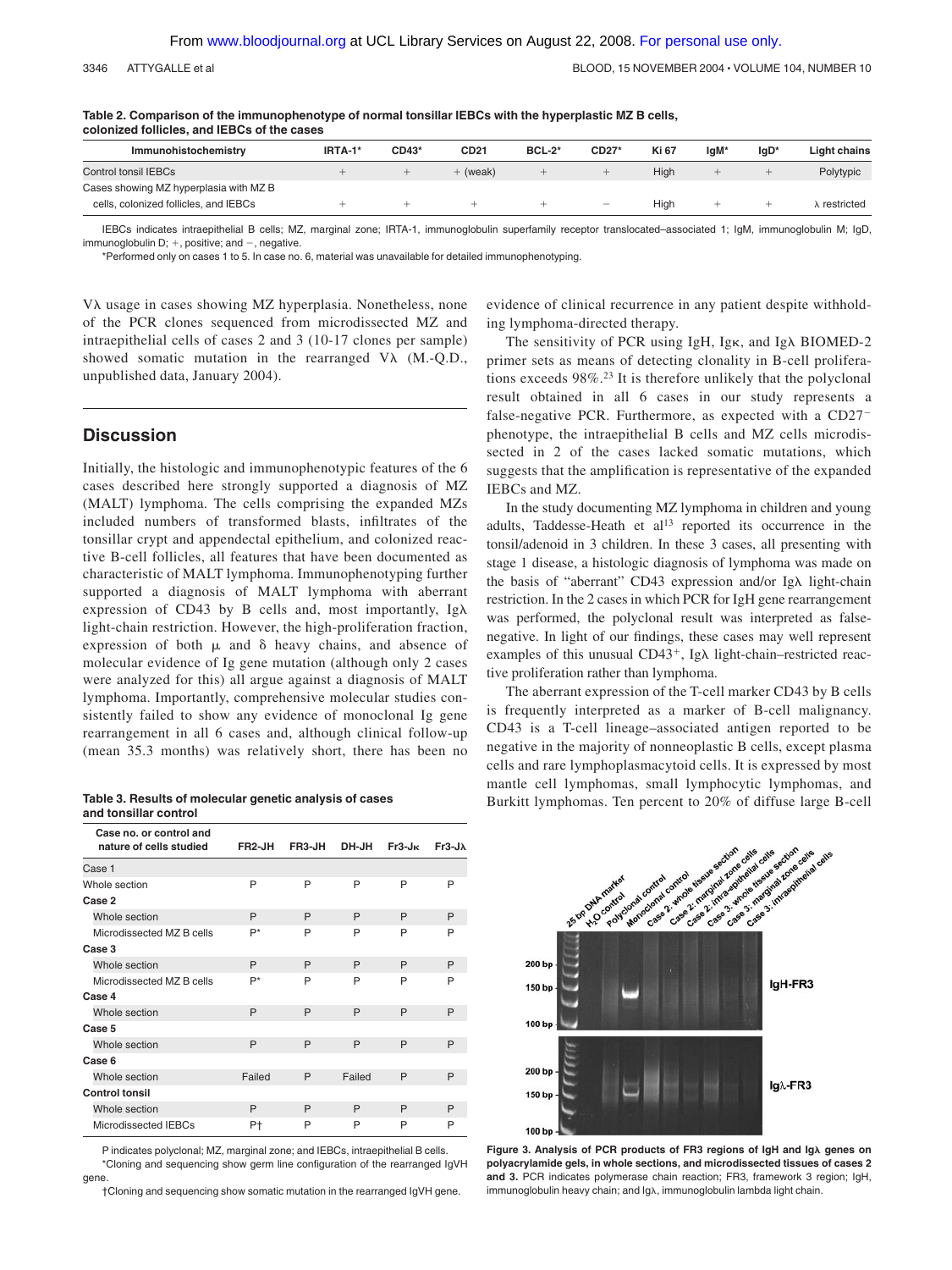**Table 2. Comparison of the immunophenotype of normal tonsillar IEBCs with the hyperplastic MZ B cells, colonized follicles, and IEBCs of the cases**

| Immunohistochemistry | IRTA-1* | CD43* | CD21 | BCL-2* | CD27* | Ki 67 | IgM* | IgD* | Light chains |
|---|---|---|---|---|---|---|---|---|---|
| Control tonsil IEBCs | + | + | + (weak) | + | + | High | + | + | Polytypic |
| Cases showing MZ hyperplasia with MZ B cells, colonized follicles, and IEBCs | + | + | + | + | − | High | + | + | λ restricted |

IEBCs indicates intraepithelial B cells; MZ, marginal zone; IRTA-1, immunoglobulin superfamily receptor translocated–associated 1; IgM, immunoglobulin M; IgD, immunoglobulin D; +, positive; and −, negative.

*Performed only on cases 1 to 5. In case no. 6, material was unavailable for detailed immunophenotyping.

Vλ usage in cases showing MZ hyperplasia. Nonetheless, none of the PCR clones sequenced from microdissected MZ and intraepithelial cells of cases 2 and 3 (10-17 clones per sample) showed somatic mutation in the rearranged Vλ (M.-Q.D., unpublished data, January 2004).

## Discussion

Initially, the histologic and immunophenotypic features of the 6 cases described here strongly supported a diagnosis of MZ (MALT) lymphoma. The cells comprising the expanded MZs included numbers of transformed blasts, infiltrates of the tonsillar crypt and appendectal epithelium, and colonized reactive B-cell follicles, all features that have been documented as characteristic of MALT lymphoma. Immunophenotyping further supported a diagnosis of MALT lymphoma with aberrant expression of CD43 by B cells and, most importantly, Igλ light-chain restriction. However, the high-proliferation fraction, expression of both μ and δ heavy chains, and absence of molecular evidence of Ig gene mutation (although only 2 cases were analyzed for this) all argue against a diagnosis of MALT lymphoma. Importantly, comprehensive molecular studies consistently failed to show any evidence of monoclonal Ig gene rearrangement in all 6 cases and, although clinical follow-up (mean 35.3 months) was relatively short, there has been no evidence of clinical recurrence in any patient despite withholding lymphoma-directed therapy.

The sensitivity of PCR using IgH, Igκ, and Igλ BIOMED-2 primer sets as means of detecting clonality in B-cell proliferations exceeds 98%.[23] It is therefore unlikely that the polyclonal result obtained in all 6 cases in our study represents a false-negative PCR. Furthermore, as expected with a CD27⁻ phenotype, the intraepithelial B cells and MZ cells microdissected in 2 of the cases lacked somatic mutations, which suggests that the amplification is representative of the expanded IEBCs and MZ.

In the study documenting MZ lymphoma in children and young adults, Taddesse-Heath et al[13] reported its occurrence in the tonsil/adenoid in 3 children. In these 3 cases, all presenting with stage 1 disease, a histologic diagnosis of lymphoma was made on the basis of "aberrant" CD43 expression and/or Igλ light-chain restriction. In the 2 cases in which PCR for IgH gene rearrangement was performed, the polyclonal result was interpreted as false-negative. In light of our findings, these cases may well represent examples of this unusual CD43⁺, Igλ light-chain–restricted reactive proliferation rather than lymphoma.

The aberrant expression of the T-cell marker CD43 by B cells is frequently interpreted as a marker of B-cell malignancy. CD43 is a T-cell lineage–associated antigen reported to be negative in the majority of nonneoplastic B cells, except plasma cells and rare lymphoplasmacytoid cells. It is expressed by most mantle cell lymphomas, small lymphocytic lymphomas, and Burkitt lymphomas. Ten percent to 20% of diffuse large B-cell

**Table 3. Results of molecular genetic analysis of cases and tonsillar control**

| Case no. or control and nature of cells studied | FR2-JH | FR3-JH | DH-JH | Fr3-Jκ | Fr3-Jλ |
|---|---|---|---|---|---|
| Case 1 | | | | | |
| Whole section | P | P | P | P | P |
| Case 2 | | | | | |
| Whole section | P | P | P | P | P |
| Microdissected MZ B cells | P* | P | P | P | P |
| Case 3 | | | | | |
| Whole section | P | P | P | P | P |
| Microdissected MZ B cells | P* | P | P | P | P |
| Case 4 | | | | | |
| Whole section | P | P | P | P | P |
| Case 5 | | | | | |
| Whole section | P | P | P | P | P |
| Case 6 | | | | | |
| Whole section | Failed | P | Failed | P | P |
| Control tonsil | | | | | |
| Whole section | P | P | P | P | P |
| Microdissected IEBCs | P† | P | P | P | P |

P indicates polyclonal; MZ, marginal zone; and IEBCs, intraepithelial B cells.

*Cloning and sequencing show germ line configuration of the rearranged IgVH gene.

†Cloning and sequencing show somatic mutation in the rearranged IgVH gene.

**Figure 3. Analysis of PCR products of FR3 regions of IgH and Igλ genes on polyacrylamide gels, in whole sections, and microdissected tissues of cases 2 and 3.** PCR indicates polymerase chain reaction; FR3, framework 3 region; IgH, immunoglobulin heavy chain; and Igλ, immunoglobulin lambda light chain.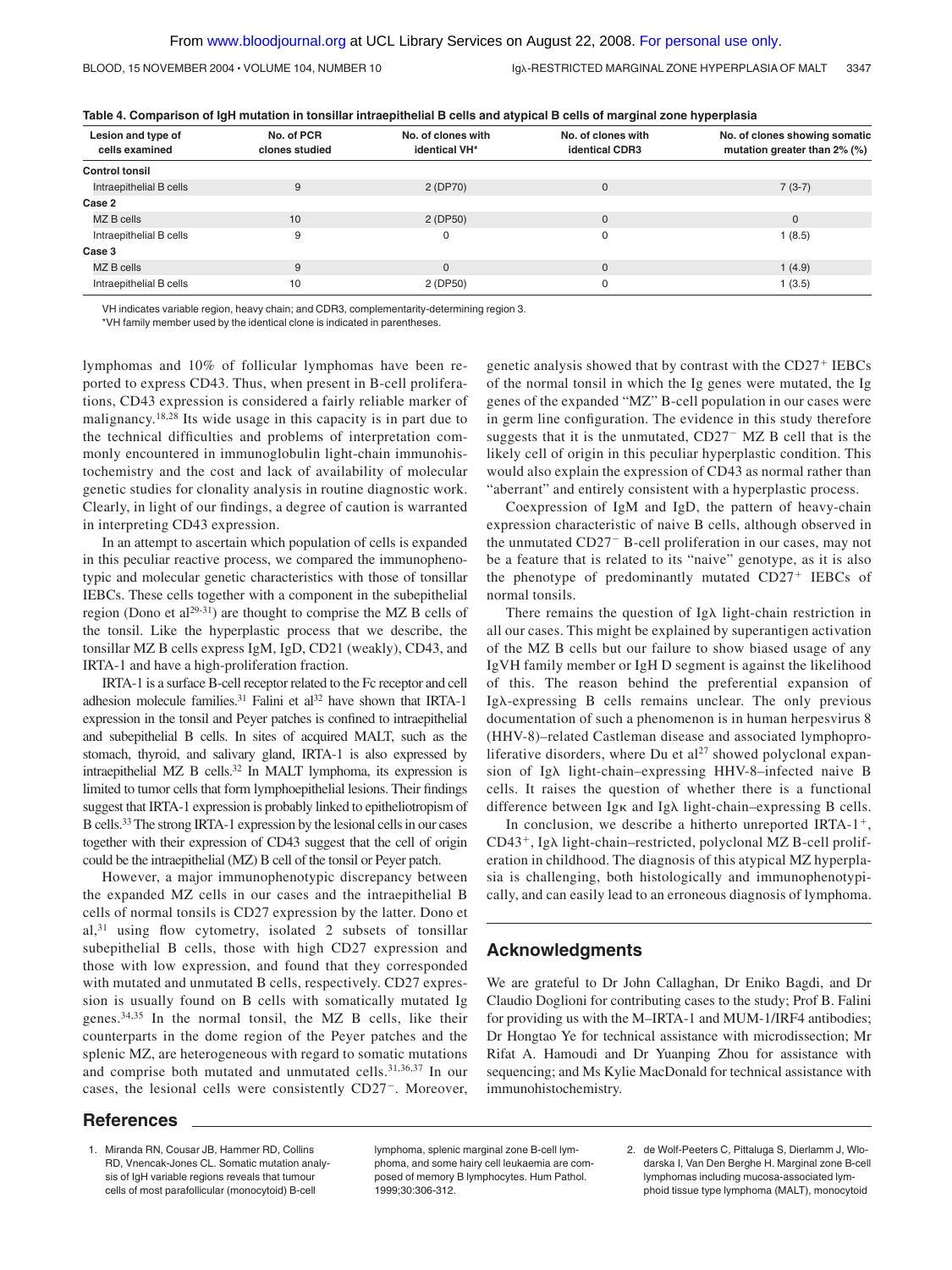**Table 4. Comparison of IgH mutation in tonsillar intraepithelial B cells and atypical B cells of marginal zone hyperplasia**

| Lesion and type of cells examined | No. of PCR clones studied | No. of clones with identical VH* | No. of clones with identical CDR3 | No. of clones showing somatic mutation greater than 2% (%) |
|---|---|---|---|---|
| **Control tonsil** | | | | |
| Intraepithelial B cells | 9 | 2 (DP70) | 0 | 7 (3-7) |
| **Case 2** | | | | |
| MZ B cells | 10 | 2 (DP50) | 0 | 0 |
| Intraepithelial B cells | 9 | 0 | 0 | 1 (8.5) |
| **Case 3** | | | | |
| MZ B cells | 9 | 0 | 0 | 1 (4.9) |
| Intraepithelial B cells | 10 | 2 (DP50) | 0 | 1 (3.5) |

VH indicates variable region, heavy chain; and CDR3, complementarity-determining region 3.

*VH family member used by the identical clone is indicated in parentheses.

lymphomas and 10% of follicular lymphomas have been reported to express CD43. Thus, when present in B-cell proliferations, CD43 expression is considered a fairly reliable marker of malignancy.[18,28] Its wide usage in this capacity is in part due to the technical difficulties and problems of interpretation commonly encountered in immunoglobulin light-chain immunohistochemistry and the cost and lack of availability of molecular genetic studies for clonality analysis in routine diagnostic work. Clearly, in light of our findings, a degree of caution is warranted in interpreting CD43 expression.

In an attempt to ascertain which population of cells is expanded in this peculiar reactive process, we compared the immunophenotypic and molecular genetic characteristics with those of tonsillar IEBCs. These cells together with a component in the subepithelial region (Dono et al[29-31]) are thought to comprise the MZ B cells of the tonsil. Like the hyperplastic process that we describe, the tonsillar MZ B cells express IgM, IgD, CD21 (weakly), CD43, and IRTA-1 and have a high-proliferation fraction.

IRTA-1 is a surface B-cell receptor related to the Fc receptor and cell adhesion molecule families.[31] Falini et al[32] have shown that IRTA-1 expression in the tonsil and Peyer patches is confined to intraepithelial and subepithelial B cells. In sites of acquired MALT, such as the stomach, thyroid, and salivary gland, IRTA-1 is also expressed by intraepithelial MZ B cells.[32] In MALT lymphoma, its expression is limited to tumor cells that form lymphoepithelial lesions. Their findings suggest that IRTA-1 expression is probably linked to epitheliotropism of B cells.[33] The strong IRTA-1 expression by the lesional cells in our cases together with their expression of CD43 suggest that the cell of origin could be the intraepithelial (MZ) B cell of the tonsil or Peyer patch.

However, a major immunophenotypic discrepancy between the expanded MZ cells in our cases and the intraepithelial B cells of normal tonsils is CD27 expression by the latter. Dono et al,[31] using flow cytometry, isolated 2 subsets of tonsillar subepithelial B cells, those with high CD27 expression and those with low expression, and found that they corresponded with mutated and unmutated B cells, respectively. CD27 expression is usually found on B cells with somatically mutated Ig genes.[34,35] In the normal tonsil, the MZ B cells, like their counterparts in the dome region of the Peyer patches and the splenic MZ, are heterogeneous with regard to somatic mutations and comprise both mutated and unmutated cells.[31,36,37] In our cases, the lesional cells were consistently $CD27^-$. Moreover, genetic analysis showed that by contrast with the $CD27^+$ IEBCs of the normal tonsil in which the Ig genes were mutated, the Ig genes of the expanded "MZ" B-cell population in our cases were in germ line configuration. The evidence in this study therefore suggests that it is the unmutated, $CD27^-$ MZ B cell that is the likely cell of origin in this peculiar hyperplastic condition. This would also explain the expression of CD43 as normal rather than "aberrant" and entirely consistent with a hyperplastic process.

Coexpression of IgM and IgD, the pattern of heavy-chain expression characteristic of naive B cells, although observed in the unmutated $CD27^-$ B-cell proliferation in our cases, may not be a feature that is related to its "naive" genotype, as it is also the phenotype of predominantly mutated $CD27^+$ IEBCs of normal tonsils.

There remains the question of Igλ light-chain restriction in all our cases. This might be explained by superantigen activation of the MZ B cells but our failure to show biased usage of any IgVH family member or IgH D segment is against the likelihood of this. The reason behind the preferential expansion of Igλ-expressing B cells remains unclear. The only previous documentation of such a phenomenon is in human herpesvirus 8 (HHV-8)–related Castleman disease and associated lymphoproliferative disorders, where Du et al[27] showed polyclonal expansion of Igλ light-chain–expressing HHV-8–infected naive B cells. It raises the question of whether there is a functional difference between Igκ and Igλ light-chain–expressing B cells.

In conclusion, we describe a hitherto unreported IRTA-$1^+$, $CD43^+$, Igλ light-chain–restricted, polyclonal MZ B-cell proliferation in childhood. The diagnosis of this atypical MZ hyperplasia is challenging, both histologically and immunophenotypically, and can easily lead to an erroneous diagnosis of lymphoma.

## Acknowledgments

We are grateful to Dr John Callaghan, Dr Eniko Bagdi, and Dr Claudio Doglioni for contributing cases to the study; Prof B. Falini for providing us with the M–IRTA-1 and MUM-1/IRF4 antibodies; Dr Hongtao Ye for technical assistance with microdissection; Mr Rifat A. Hamoudi and Dr Yuanping Zhou for assistance with sequencing; and Ms Kylie MacDonald for technical assistance with immunohistochemistry.

## References

1. Miranda RN, Cousar JB, Hammer RD, Collins RD, Vnencak-Jones CL. Somatic mutation analysis of IgH variable regions reveals that tumour cells of most parafollicular (monocytoid) B-cell lymphoma, splenic marginal zone B-cell lymphoma, and some hairy cell leukaemia are composed of memory B lymphocytes. Hum Pathol. 1999;30:306-312.
2. de Wolf-Peeters C, Pittaluga S, Dierlamm J, Wlodarska I, Van Den Berghe H. Marginal zone B-cell lymphomas including mucosa-associated lymphoid tissue type lymphoma (MALT), monocytoid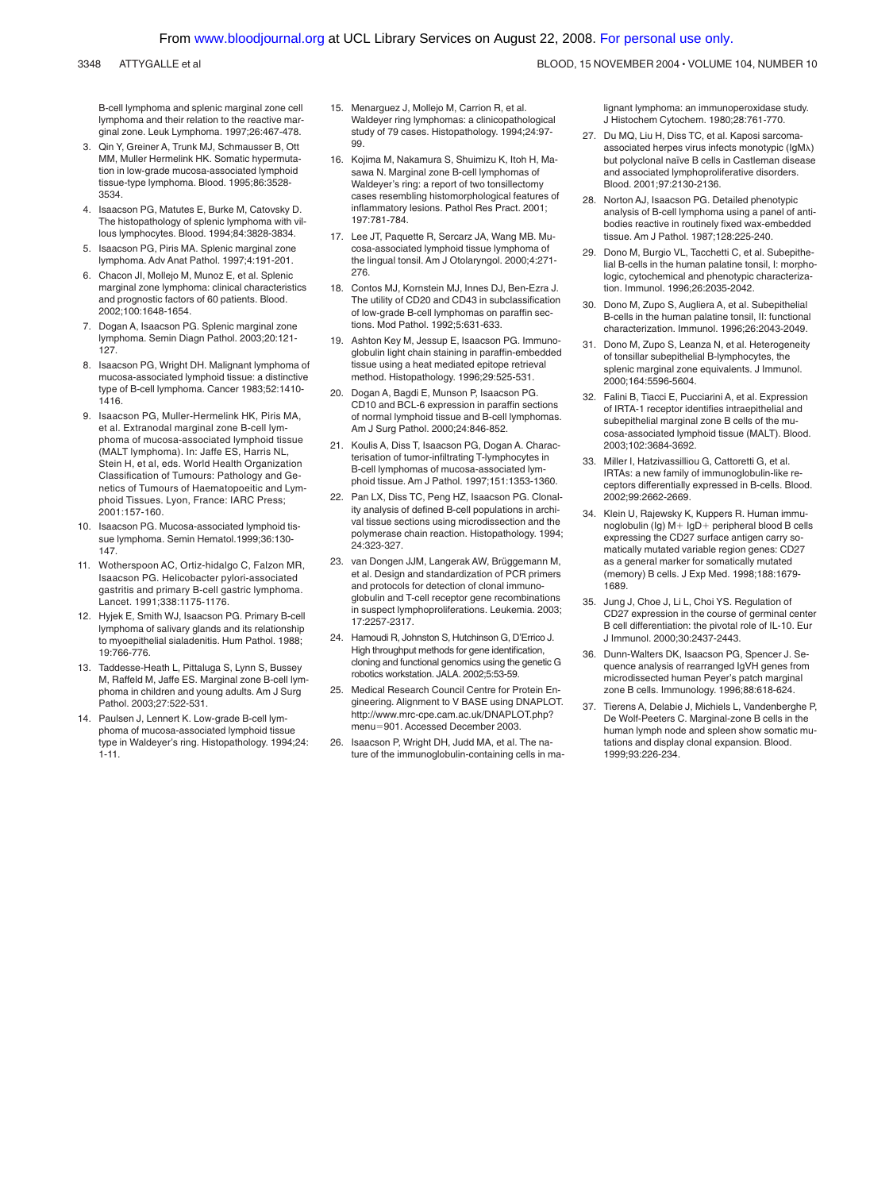B-cell lymphoma and splenic marginal zone cell lymphoma and their relation to the reactive marginal zone. Leuk Lymphoma. 1997;26:467-478.

3. Qin Y, Greiner A, Trunk MJ, Schmausser B, Ott MM, Muller Hermelink HK. Somatic hypermutation in low-grade mucosa-associated lymphoid tissue-type lymphoma. Blood. 1995;86:3528-3534.
4. Isaacson PG, Matutes E, Burke M, Catovsky D. The histopathology of splenic lymphoma with villous lymphocytes. Blood. 1994;84:3828-3834.
5. Isaacson PG, Piris MA. Splenic marginal zone lymphoma. Adv Anat Pathol. 1997;4:191-201.
6. Chacon JI, Mollejo M, Munoz E, et al. Splenic marginal zone lymphoma: clinical characteristics and prognostic factors of 60 patients. Blood. 2002;100:1648-1654.
7. Dogan A, Isaacson PG. Splenic marginal zone lymphoma. Semin Diagn Pathol. 2003;20:121-127.
8. Isaacson PG, Wright DH. Malignant lymphoma of mucosa-associated lymphoid tissue: a distinctive type of B-cell lymphoma. Cancer 1983;52:1410-1416.
9. Isaacson PG, Muller-Hermelink HK, Piris MA, et al. Extranodal marginal zone B-cell lymphoma of mucosa-associated lymphoid tissue (MALT lymphoma). In: Jaffe ES, Harris NL, Stein H, et al, eds. World Health Organization Classification of Tumours: Pathology and Genetics of Tumours of Haematopoeitic and Lymphoid Tissues. Lyon, France: IARC Press; 2001:157-160.
10. Isaacson PG. Mucosa-associated lymphoid tissue lymphoma. Semin Hematol.1999;36:130-147.
11. Wotherspoon AC, Ortiz-hidalgo C, Falzon MR, Isaacson PG. Helicobacter pylori-associated gastritis and primary B-cell gastric lymphoma. Lancet. 1991;338:1175-1176.
12. Hyjek E, Smith WJ, Isaacson PG. Primary B-cell lymphoma of salivary glands and its relationship to myoepithelial sialadenitis. Hum Pathol. 1988;19:766-776.
13. Taddesse-Heath L, Pittaluga S, Lynn S, Bussey M, Raffeld M, Jaffe ES. Marginal zone B-cell lymphoma in children and young adults. Am J Surg Pathol. 2003;27:522-531.
14. Paulsen J, Lennert K. Low-grade B-cell lymphoma of mucosa-associated lymphoid tissue type in Waldeyer's ring. Histopathology. 1994;24:1-11.
15. Menarguez J, Mollejo M, Carrion R, et al. Waldeyer ring lymphomas: a clinicopathological study of 79 cases. Histopathology. 1994;24:97-99.
16. Kojima M, Nakamura S, Shuimizu K, Itoh H, Masawa N. Marginal zone B-cell lymphomas of Waldeyer's ring: a report of two tonsillectomy cases resembling histomorphological features of inflammatory lesions. Pathol Res Pract. 2001;197:781-784.
17. Lee JT, Paquette R, Sercarz JA, Wang MB. Mucosa-associated lymphoid tissue lymphoma of the lingual tonsil. Am J Otolaryngol. 2000;4:271-276.
18. Contos MJ, Kornstein MJ, Innes DJ, Ben-Ezra J. The utility of CD20 and CD43 in subclassification of low-grade B-cell lymphomas on paraffin sections. Mod Pathol. 1992;5:631-633.
19. Ashton Key M, Jessup E, Isaacson PG. Immunoglobulin light chain staining in paraffin-embedded tissue using a heat mediated epitope retrieval method. Histopathology. 1996;29:525-531.
20. Dogan A, Bagdi E, Munson P, Isaacson PG. CD10 and BCL-6 expression in paraffin sections of normal lymphoid tissue and B-cell lymphomas. Am J Surg Pathol. 2000;24:846-852.
21. Koulis A, Diss T, Isaacson PG, Dogan A. Characterisation of tumor-infiltrating T-lymphocytes in B-cell lymphomas of mucosa-associated lymphoid tissue. Am J Pathol. 1997;151:1353-1360.
22. Pan LX, Diss TC, Peng HZ, Isaacson PG. Clonality analysis of defined B-cell populations in archival tissue sections using microdissection and the polymerase chain reaction. Histopathology. 1994;24:323-327.
23. van Dongen JJM, Langerak AW, Brüggemann M, et al. Design and standardization of PCR primers and protocols for detection of clonal immunoglobulin and T-cell receptor gene recombinations in suspect lymphoproliferations. Leukemia. 2003;17:2257-2317.
24. Hamoudi R, Johnston S, Hutchinson G, D'Errico J. High throughput methods for gene identification, cloning and functional genomics using the genetic G robotics workstation. JALA. 2002;5:53-59.
25. Medical Research Council Centre for Protein Engineering. Alignment to V BASE using DNAPLOT. http://www.mrc-cpe.cam.ac.uk/DNAPLOT.php?menu=901. Accessed December 2003.
26. Isaacson P, Wright DH, Judd MA, et al. The nature of the immunoglobulin-containing cells in malignant lymphoma: an immunoperoxidase study. J Histochem Cytochem. 1980;28:761-770.
27. Du MQ, Liu H, Diss TC, et al. Kaposi sarcoma-associated herpes virus infects monotypic (IgMλ) but polyclonal naïve B cells in Castleman disease and associated lymphoproliferative disorders. Blood. 2001;97:2130-2136.
28. Norton AJ, Isaacson PG. Detailed phenotypic analysis of B-cell lymphoma using a panel of antibodies reactive in routinely fixed wax-embedded tissue. Am J Pathol. 1987;128:225-240.
29. Dono M, Burgio VL, Tacchetti C, et al. Subepithelial B-cells in the human palatine tonsil, I: morphologic, cytochemical and phenotypic characterization. Immunol. 1996;26:2035-2042.
30. Dono M, Zupo S, Augliera A, et al. Subepithelial B-cells in the human palatine tonsil, II: functional characterization. Immunol. 1996;26:2043-2049.
31. Dono M, Zupo S, Leanza N, et al. Heterogeneity of tonsillar subepithelial B-lymphocytes, the splenic marginal zone equivalents. J Immunol. 2000;164:5596-5604.
32. Falini B, Tiacci E, Pucciarini A, et al. Expression of IRTA-1 receptor identifies intraepithelial and subepithelial marginal zone B cells of the mucosa-associated lymphoid tissue (MALT). Blood. 2003;102:3684-3692.
33. Miller I, Hatzivassilliou G, Cattoretti G, et al. IRTAs: a new family of immunoglobulin-like receptors differentially expressed in B-cells. Blood. 2002;99:2662-2669.
34. Klein U, Rajewsky K, Kuppers R. Human immunoglobulin (Ig) M+ IgD+ peripheral blood B cells expressing the CD27 surface antigen carry somatically mutated variable region genes: CD27 as a general marker for somatically mutated (memory) B cells. J Exp Med. 1998;188:1679-1689.
35. Jung J, Choe J, Li L, Choi YS. Regulation of CD27 expression in the course of germinal center B cell differentiation: the pivotal role of IL-10. Eur J Immunol. 2000;30:2437-2443.
36. Dunn-Walters DK, Isaacson PG, Spencer J. Sequence analysis of rearranged IgVH genes from microdissected human Peyer's patch marginal zone B cells. Immunology. 1996;88:618-624.
37. Tierens A, Delabie J, Michiels L, Vandenberghe P, De Wolf-Peeters C. Marginal-zone B cells in the human lymph node and spleen show somatic mutations and display clonal expansion. Blood. 1999;93:226-234.